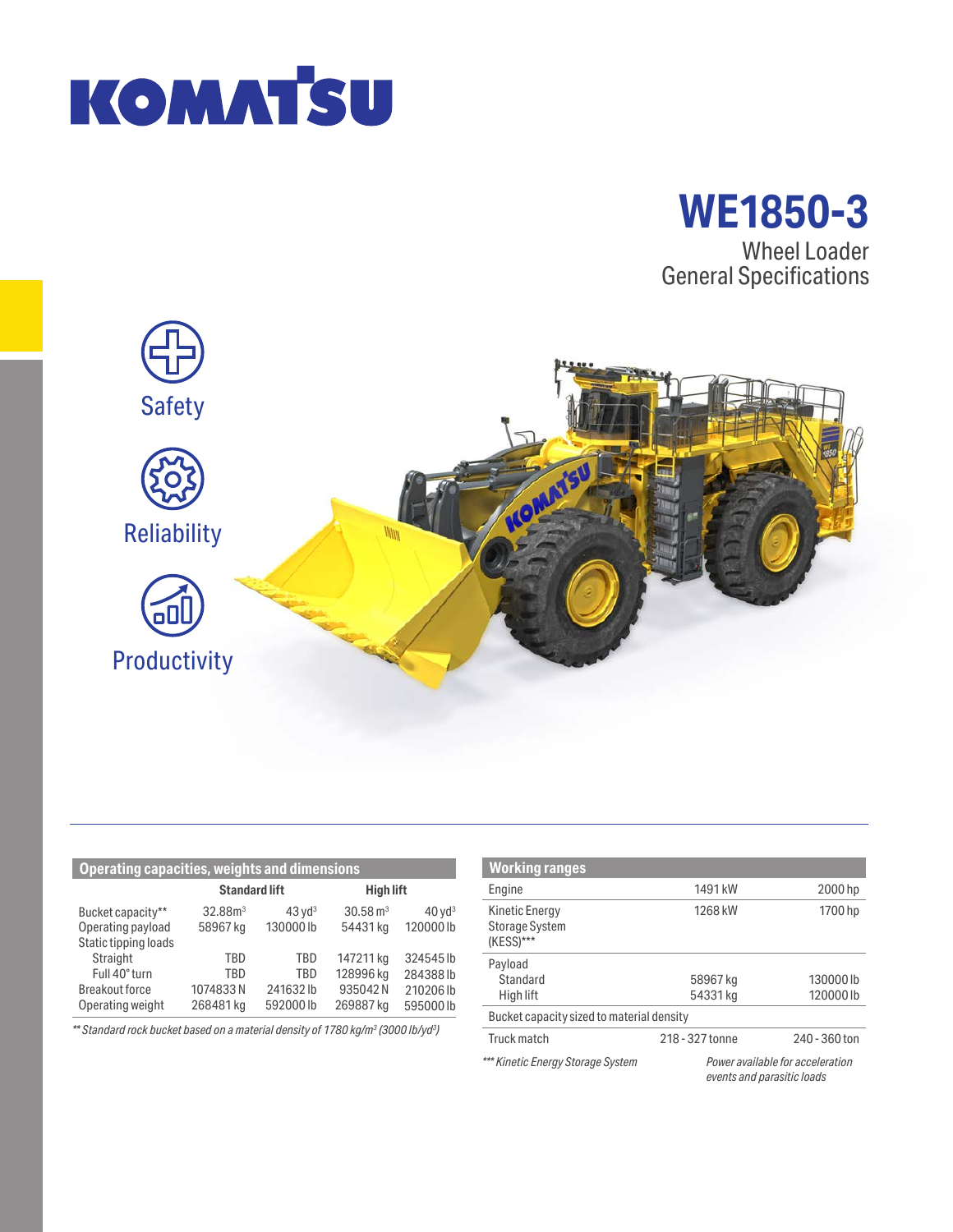KOMATSU

# WE1850-3

Wheel Loader
General Specifications

Safety

Reliability

Productivity

## Operating capacities, weights and dimensions

| | Standard lift | | High lift | |
|---|---|---|---|---|
| Bucket capacity** | 32.88m$^3$ | 43 yd$^3$ | 30.58 m$^3$ | 40 yd$^3$ |
| Operating payload | 58967 kg | 130000 lb | 54431 kg | 120000 lb |
| Static tipping loads | | | | |
| Straight | TBD | TBD | 147211 kg | 324545 lb |
| Full 40° turn | TBD | TBD | 128996 kg | 284388 lb |
| Breakout force | 1074833 N | 241632 lb | 935042 N | 210206 lb |
| Operating weight | 268481 kg | 592000 lb | 269887 kg | 595000 lb |

*** Standard rock bucket based on a material density of 1780 kg/m$^3$ (3000 lb/yd$^3$)*

## Working ranges

| | | |
|---|---|---|
| Engine | 1491 kW | 2000 hp |
| Kinetic Energy Storage System (KESS)*** | 1268 kW | 1700 hp |
| Payload | | |
| Standard | 58967 kg | 130000 lb |
| High lift | 54331 kg | 120000 lb |
| Bucket capacity sized to material density | | |
| Truck match | 218 - 327 tonne | 240 - 360 ton |

**** Kinetic Energy Storage System* — *Power available for acceleration events and parasitic loads*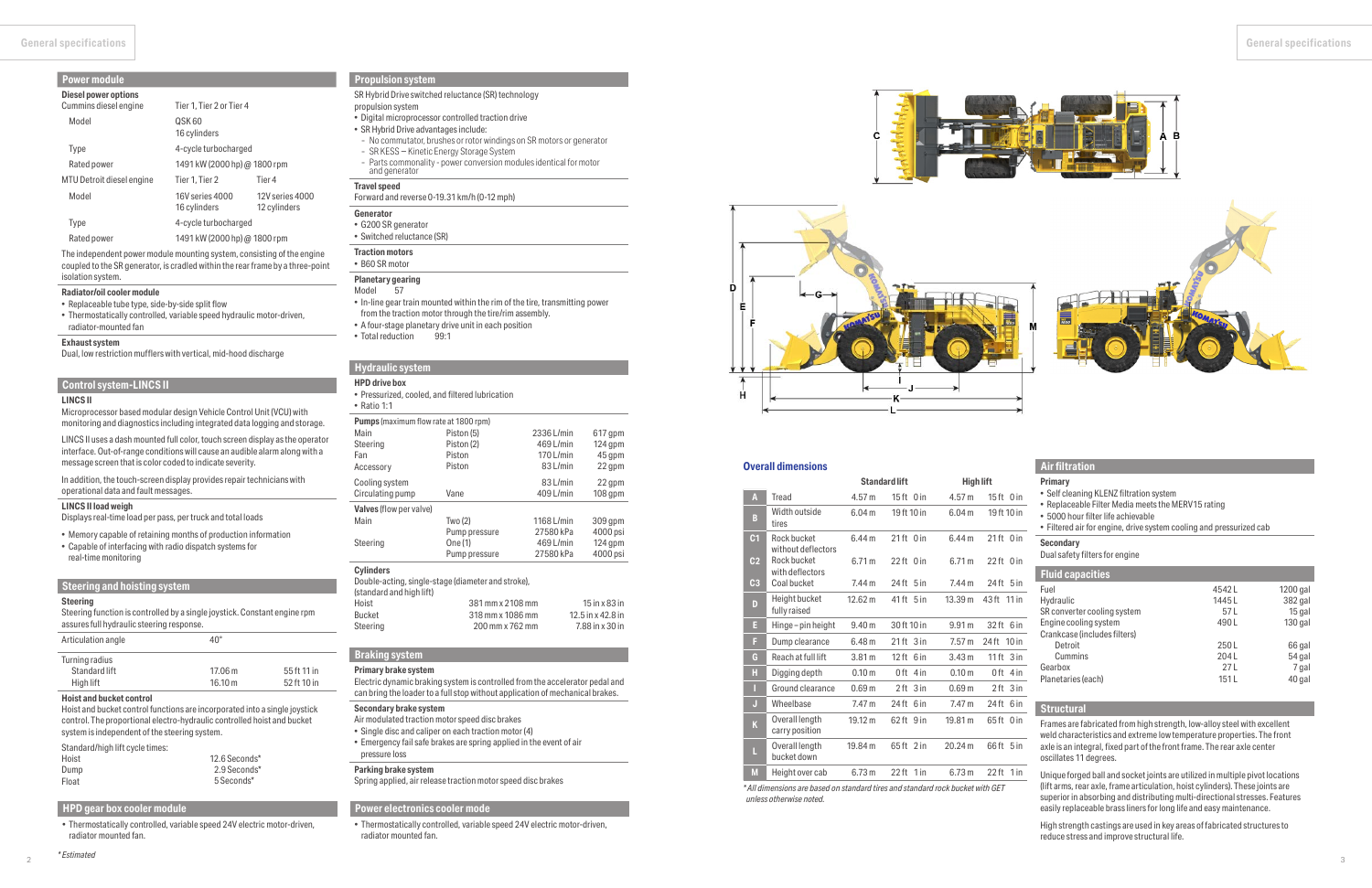## Power module

**Diesel power options**

| | | |
|---|---|---|
| Cummins diesel engine | Tier 1, Tier 2 or Tier 4 | |
| Model | QSK 60 16 cylinders | |
| Type | 4-cycle turbocharged | |
| Rated power | 1491 kW (2000 hp) @ 1800 rpm | |
| MTU Detroit diesel engine | Tier 1, Tier 2 | Tier 4 |
| Model | 16V series 4000 16 cylinders | 12V series 4000 12 cylinders |
| Type | 4-cycle turbocharged | |
| Rated power | 1491 kW (2000 hp) @ 1800 rpm | |

The independent power module mounting system, consisting of the engine coupled to the SR generator, is cradled within the rear frame by a three-point isolation system.

**Radiator/oil cooler module**

- Replaceable tube type, side-by-side split flow
- Thermostatically controlled, variable speed hydraulic motor-driven, radiator-mounted fan

**Exhaust system**

Dual, low restriction mufflers with vertical, mid-hood discharge

## Control system-LINCS II

**LINCS II**

Microprocessor based modular design Vehicle Control Unit (VCU) with monitoring and diagnostics including integrated data logging and storage.

LINCS II uses a dash mounted full color, touch screen display as the operator interface. Out-of-range conditions will cause an audible alarm along with a message screen that is color coded to indicate severity.

In addition, the touch-screen display provides repair technicians with operational data and fault messages.

**LINCS II load weigh**

Displays real-time load per pass, per truck and total loads

- Memory capable of retaining months of production information
- Capable of interfacing with radio dispatch systems for real-time monitoring

## Steering and hoisting system

**Steering**

Steering function is controlled by a single joystick. Constant engine rpm assures full hydraulic steering response.

| | | |
|---|---|---|
| Articulation angle | 40° | |
| Turning radius | | |
| Standard lift | 17.06 m | 55 ft 11 in |
| High lift | 16.10 m | 52 ft 10 in |

**Hoist and bucket control**

Hoist and bucket control functions are incorporated into a single joystick control. The proportional electro-hydraulic controlled hoist and bucket system is independent of the steering system.

Standard/high lift cycle times:

| | |
|---|---|
| Hoist | 12.6 Seconds* |
| Dump | 2.9 Seconds* |
| Float | 5 Seconds* |

## HPD gear box cooler module

- Thermostatically controlled, variable speed 24V electric motor-driven, radiator mounted fan.

*Estimated

## Propulsion system

SR Hybrid Drive switched reluctance (SR) technology propulsion system

- Digital microprocessor controlled traction drive
- SR Hybrid Drive advantages include:
  - No commutator, brushes or rotor windings on SR motors or generator
  - SR KESS – Kinetic Energy Storage System
  - Parts commonality - power conversion modules identical for motor and generator

**Travel speed**

Forward and reverse 0-19.31 km/h (0-12 mph)

**Generator**

- G200 SR generator
- Switched reluctance (SR)

**Traction motors**

- B60 SR motor

**Planetary gearing**

Model 57

- In-line gear train mounted within the rim of the tire, transmitting power from the traction motor through the tire/rim assembly.
- A four-stage planetary drive unit in each position
- Total reduction 99:1

## Hydraulic system

**HPD drive box**

- Pressurized, cooled, and filtered lubrication
- Ratio 1:1

**Pumps** (maximum flow rate at 1800 rpm)

| | | | |
|---|---|---|---|
| Main | Piston (5) | 2336 L/min | 617 gpm |
| Steering | Piston (2) | 469 L/min | 124 gpm |
| Fan | Piston | 170 L/min | 45 gpm |
| Accessory | Piston | 83 L/min | 22 gpm |
| Cooling system | | 83 L/min | 22 gpm |
| Circulating pump | Vane | 409 L/min | 108 gpm |

**Valves** (flow per valve)

| | | | |
|---|---|---|---|
| Main | Two (2) | 1168 L/min | 309 gpm |
| | Pump pressure | 27580 kPa | 4000 psi |
| Steering | One (1) | 469 L/min | 124 gpm |
| | Pump pressure | 27580 kPa | 4000 psi |

**Cylinders**

Double-acting, single-stage (diameter and stroke), (standard and high lift)

| | | |
|---|---|---|
| Hoist | 381 mm x 2108 mm | 15 in x 83 in |
| Bucket | 318 mm x 1086 mm | 12.5 in x 42.8 in |
| Steering | 200 mm x 762 mm | 7.88 in x 30 in |

## Braking system

**Primary brake system**

Electric dynamic braking system is controlled from the accelerator pedal and can bring the loader to a full stop without application of mechanical brakes.

**Secondary brake system**

Air modulated traction motor speed disc brakes

- Single disc and caliper on each traction motor (4)
- Emergency fail safe brakes are spring applied in the event of air pressure loss

**Parking brake system**

Spring applied, air release traction motor speed disc brakes

## Power electronics cooler mode

- Thermostatically controlled, variable speed 24V electric motor-driven, radiator mounted fan.

## Overall dimensions

| | | Standard lift | | High lift | |
|---|---|---|---|---|---|
| A | Tread | 4.57 m | 15 ft 0 in | 4.57 m | 15 ft 0 in |
| B | Width outside tires | 6.04 m | 19 ft 10 in | 6.04 m | 19 ft 10 in |
| C1 | Rock bucket without deflectors | 6.44 m | 21 ft 0 in | 6.44 m | 21 ft 0 in |
| C2 | Rock bucket with deflectors | 6.71 m | 22 ft 0 in | 6.71 m | 22 ft 0 in |
| C3 | Coal bucket | 7.44 m | 24 ft 5 in | 7.44 m | 24 ft 5 in |
| D | Height bucket fully raised | 12.62 m | 41 ft 5 in | 13.39 m | 43 ft 11 in |
| E | Hinge – pin height | 9.40 m | 30 ft 10 in | 9.91 m | 32 ft 6 in |
| F | Dump clearance | 6.48 m | 21 ft 3 in | 7.57 m | 24 ft 10 in |
| G | Reach at full lift | 3.81 m | 12 ft 6 in | 3.43 m | 11 ft 3 in |
| H | Digging depth | 0.10 m | 0 ft 4 in | 0.10 m | 0 ft 4 in |
| I | Ground clearance | 0.69 m | 2 ft 3 in | 0.69 m | 2 ft 3 in |
| J | Wheelbase | 7.47 m | 24 ft 6 in | 7.47 m | 24 ft 6 in |
| K | Overall length carry position | 19.12 m | 62 ft 9 in | 19.81 m | 65 ft 0 in |
| L | Overall length bucket down | 19.84 m | 65 ft 2 in | 20.24 m | 66 ft 5 in |
| M | Height over cab | 6.73 m | 22 ft 1 in | 6.73 m | 22 ft 1 in |

*All dimensions are based on standard tires and standard rock bucket with GET unless otherwise noted.*

## Air filtration

**Primary**

- Self cleaning KLENZ filtration system
- Replaceable Filter Media meets the MERV15 rating
- 5000 hour filter life achievable
- Filtered air for engine, drive system cooling and pressurized cab

**Secondary**

Dual safety filters for engine

## Fluid capacities

| | | |
|---|---|---|
| Fuel | 4542 L | 1200 gal |
| Hydraulic | 1445 L | 382 gal |
| SR converter cooling system | 57 L | 15 gal |
| Engine cooling system | 490 L | 130 gal |
| Crankcase (includes filters) | | |
| Detroit | 250 L | 66 gal |
| Cummins | 204 L | 54 gal |
| Gearbox | 27 L | 7 gal |
| Planetaries (each) | 151 L | 40 gal |

## Structural

Frames are fabricated from high strength, low-alloy steel with excellent weld characteristics and extreme low temperature properties. The front axle is an integral, fixed part of the front frame. The rear axle center oscillates 11 degrees.

Unique forged ball and socket joints are utilized in multiple pivot locations (lift arms, rear axle, frame articulation, hoist cylinders). These joints are superior in absorbing and distributing multi-directional stresses. Features easily replaceable brass liners for long life and easy maintenance.

High strength castings are used in key areas of fabricated structures to reduce stress and improve structural life.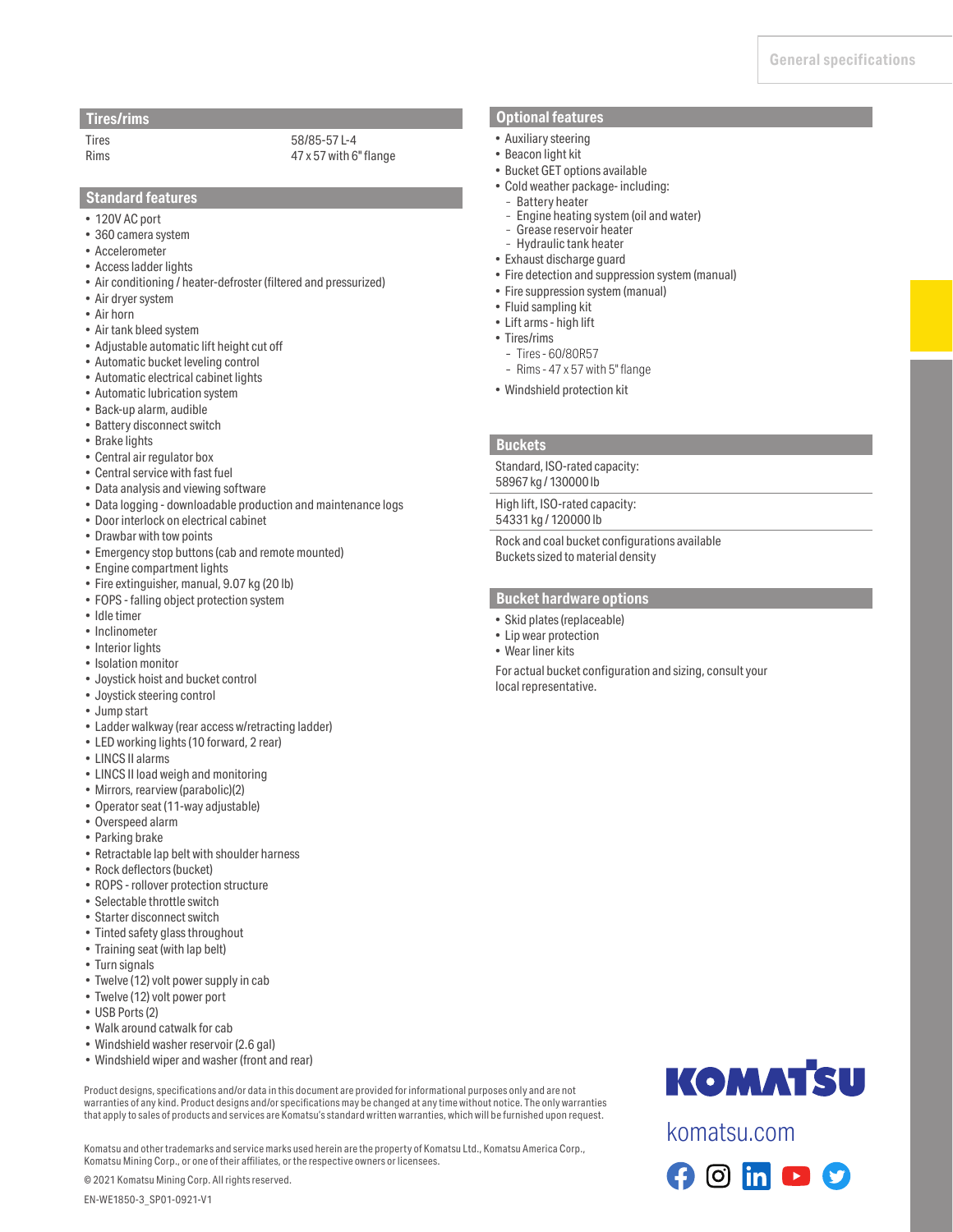## Tires/rims

| | |
|---|---|
| Tires | 58/85-57 L-4 |
| Rims | 47 x 57 with 6" flange |

## Standard features

- 120V AC port
- 360 camera system
- Accelerometer
- Access ladder lights
- Air conditioning / heater-defroster (filtered and pressurized)
- Air dryer system
- Air horn
- Air tank bleed system
- Adjustable automatic lift height cut off
- Automatic bucket leveling control
- Automatic electrical cabinet lights
- Automatic lubrication system
- Back-up alarm, audible
- Battery disconnect switch
- Brake lights
- Central air regulator box
- Central service with fast fuel
- Data analysis and viewing software
- Data logging - downloadable production and maintenance logs
- Door interlock on electrical cabinet
- Drawbar with tow points
- Emergency stop buttons (cab and remote mounted)
- Engine compartment lights
- Fire extinguisher, manual, 9.07 kg (20 lb)
- FOPS - falling object protection system
- Idle timer
- Inclinometer
- Interior lights
- Isolation monitor
- Joystick hoist and bucket control
- Joystick steering control
- Jump start
- Ladder walkway (rear access w/retracting ladder)
- LED working lights (10 forward, 2 rear)
- LINCS II alarms
- LINCS II load weigh and monitoring
- Mirrors, rearview (parabolic)(2)
- Operator seat (11-way adjustable)
- Overspeed alarm
- Parking brake
- Retractable lap belt with shoulder harness
- Rock deflectors (bucket)
- ROPS - rollover protection structure
- Selectable throttle switch
- Starter disconnect switch
- Tinted safety glass throughout
- Training seat (with lap belt)
- Turn signals
- Twelve (12) volt power supply in cab
- Twelve (12) volt power port
- USB Ports (2)
- Walk around catwalk for cab
- Windshield washer reservoir (2.6 gal)
- Windshield wiper and washer (front and rear)

## Optional features

- Auxiliary steering
- Beacon light kit
- Bucket GET options available
- Cold weather package- including:
  - Battery heater
  - Engine heating system (oil and water)
  - Grease reservoir heater
  - Hydraulic tank heater
- Exhaust discharge guard
- Fire detection and suppression system (manual)
- Fire suppression system (manual)
- Fluid sampling kit
- Lift arms - high lift
- Tires/rims
  - Tires - 60/80R57
  - Rims - 47 x 57 with 5" flange
- Windshield protection kit

## Buckets

Standard, ISO-rated capacity:
58967 kg / 130000 lb

High lift, ISO-rated capacity:
54331 kg / 120000 lb

Rock and coal bucket configurations available
Buckets sized to material density

## Bucket hardware options

- Skid plates (replaceable)
- Lip wear protection
- Wear liner kits

For actual bucket configuration and sizing, consult your local representative.

Product designs, specifications and/or data in this document are provided for informational purposes only and are not warranties of any kind. Product designs and/or specifications may be changed at any time without notice. The only warranties that apply to sales of products and services are Komatsu's standard written warranties, which will be furnished upon request.

Komatsu and other trademarks and service marks used herein are the property of Komatsu Ltd., Komatsu America Corp., Komatsu Mining Corp., or one of their affiliates, or the respective owners or licensees.

© 2021 Komatsu Mining Corp. All rights reserved.

EN-WE1850-3_SP01-0921-V1

KOMATSU

komatsu.com